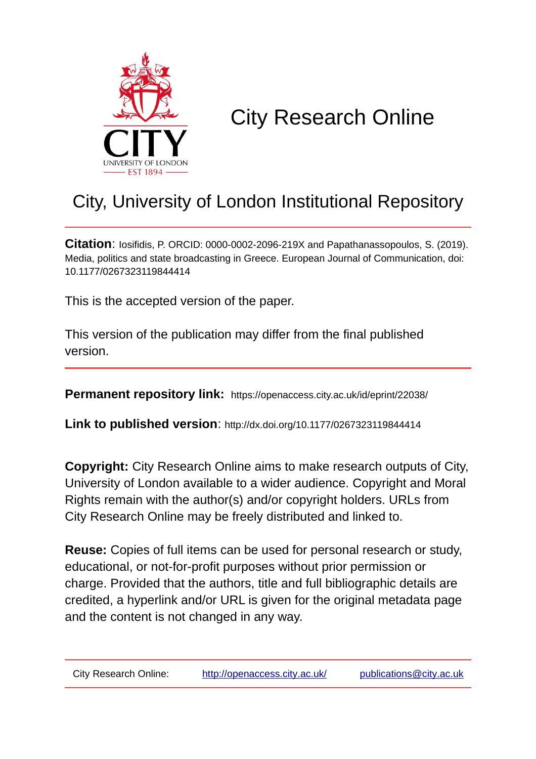# City Research Online

## City, University of London Institutional Repository

**Citation**: Iosifidis, P. ORCID: 0000-0002-2096-219X and Papathanassopoulos, S. (2019). Media, politics and state broadcasting in Greece. European Journal of Communication, doi: 10.1177/0267323119844414

This is the accepted version of the paper.

This version of the publication may differ from the final published version.

**Permanent repository link:** https://openaccess.city.ac.uk/id/eprint/22038/

**Link to published version**: http://dx.doi.org/10.1177/0267323119844414

**Copyright:** City Research Online aims to make research outputs of City, University of London available to a wider audience. Copyright and Moral Rights remain with the author(s) and/or copyright holders. URLs from City Research Online may be freely distributed and linked to.

**Reuse:** Copies of full items can be used for personal research or study, educational, or not-for-profit purposes without prior permission or charge. Provided that the authors, title and full bibliographic details are credited, a hyperlink and/or URL is given for the original metadata page and the content is not changed in any way.

City Research Online: http://openaccess.city.ac.uk/ publications@city.ac.uk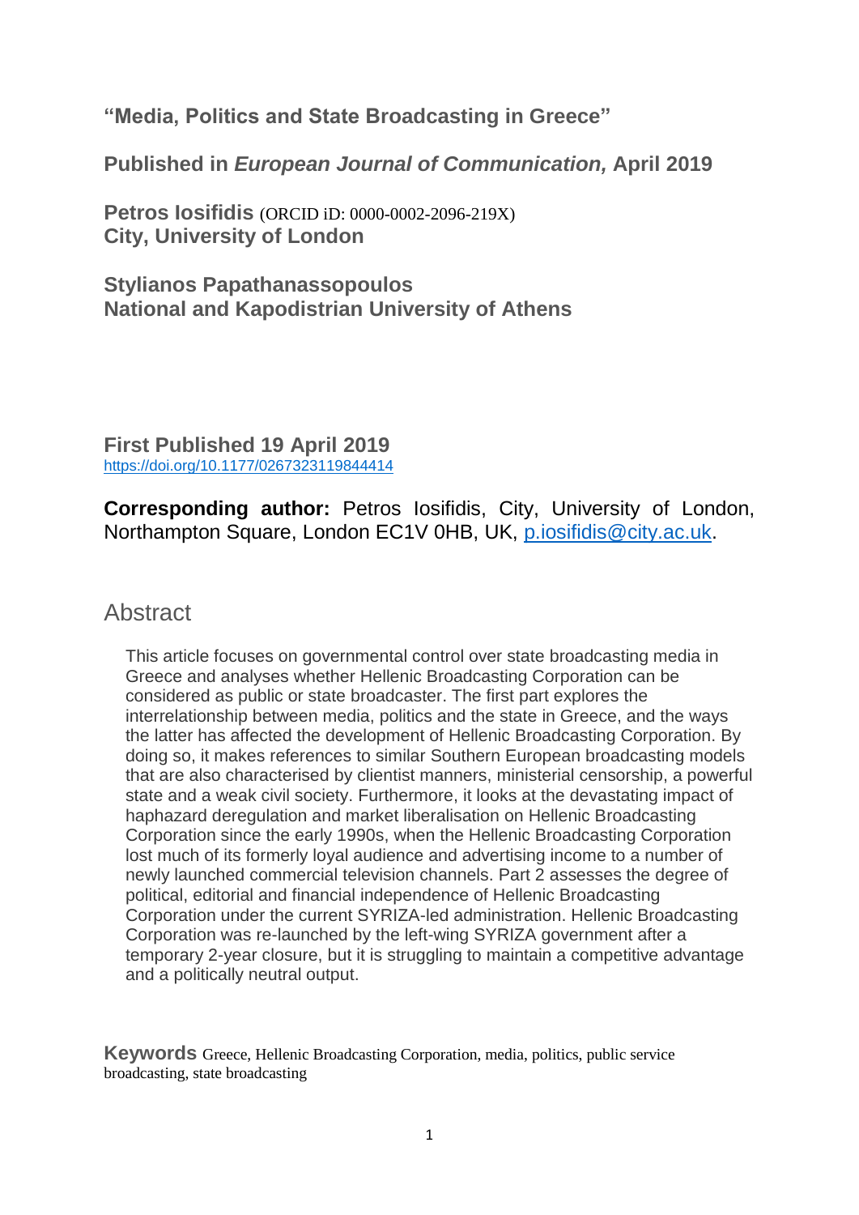**"Media, Politics and State Broadcasting in Greece"**

**Published in *European Journal of Communication,* April 2019**

**Petros Iosifidis** (ORCID iD: 0000-0002-2096-219X)
**City, University of London**

**Stylianos Papathanassopoulos**
**National and Kapodistrian University of Athens**

**First Published 19 April 2019**
https://doi.org/10.1177/0267323119844414

**Corresponding author:** Petros Iosifidis, City, University of London, Northampton Square, London EC1V 0HB, UK, p.iosifidis@city.ac.uk.

## Abstract

This article focuses on governmental control over state broadcasting media in Greece and analyses whether Hellenic Broadcasting Corporation can be considered as public or state broadcaster. The first part explores the interrelationship between media, politics and the state in Greece, and the ways the latter has affected the development of Hellenic Broadcasting Corporation. By doing so, it makes references to similar Southern European broadcasting models that are also characterised by clientist manners, ministerial censorship, a powerful state and a weak civil society. Furthermore, it looks at the devastating impact of haphazard deregulation and market liberalisation on Hellenic Broadcasting Corporation since the early 1990s, when the Hellenic Broadcasting Corporation lost much of its formerly loyal audience and advertising income to a number of newly launched commercial television channels. Part 2 assesses the degree of political, editorial and financial independence of Hellenic Broadcasting Corporation under the current SYRIZA-led administration. Hellenic Broadcasting Corporation was re-launched by the left-wing SYRIZA government after a temporary 2-year closure, but it is struggling to maintain a competitive advantage and a politically neutral output.

**Keywords** Greece, Hellenic Broadcasting Corporation, media, politics, public service broadcasting, state broadcasting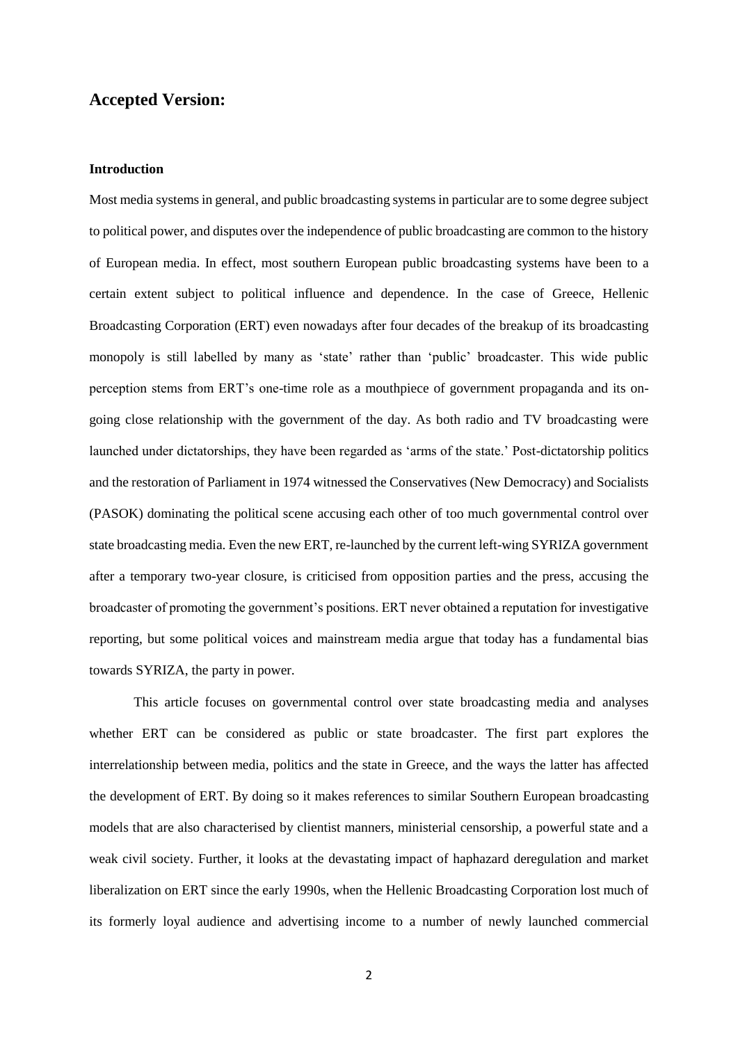## Accepted Version:

### Introduction

Most media systems in general, and public broadcasting systems in particular are to some degree subject to political power, and disputes over the independence of public broadcasting are common to the history of European media. In effect, most southern European public broadcasting systems have been to a certain extent subject to political influence and dependence. In the case of Greece, Hellenic Broadcasting Corporation (ERT) even nowadays after four decades of the breakup of its broadcasting monopoly is still labelled by many as 'state' rather than 'public' broadcaster. This wide public perception stems from ERT's one-time role as a mouthpiece of government propaganda and its on-going close relationship with the government of the day. As both radio and TV broadcasting were launched under dictatorships, they have been regarded as 'arms of the state.' Post-dictatorship politics and the restoration of Parliament in 1974 witnessed the Conservatives (New Democracy) and Socialists (PASOK) dominating the political scene accusing each other of too much governmental control over state broadcasting media. Even the new ERT, re-launched by the current left-wing SYRIZA government after a temporary two-year closure, is criticised from opposition parties and the press, accusing the broadcaster of promoting the government's positions. ERT never obtained a reputation for investigative reporting, but some political voices and mainstream media argue that today has a fundamental bias towards SYRIZA, the party in power.

This article focuses on governmental control over state broadcasting media and analyses whether ERT can be considered as public or state broadcaster. The first part explores the interrelationship between media, politics and the state in Greece, and the ways the latter has affected the development of ERT. By doing so it makes references to similar Southern European broadcasting models that are also characterised by clientist manners, ministerial censorship, a powerful state and a weak civil society. Further, it looks at the devastating impact of haphazard deregulation and market liberalization on ERT since the early 1990s, when the Hellenic Broadcasting Corporation lost much of its formerly loyal audience and advertising income to a number of newly launched commercial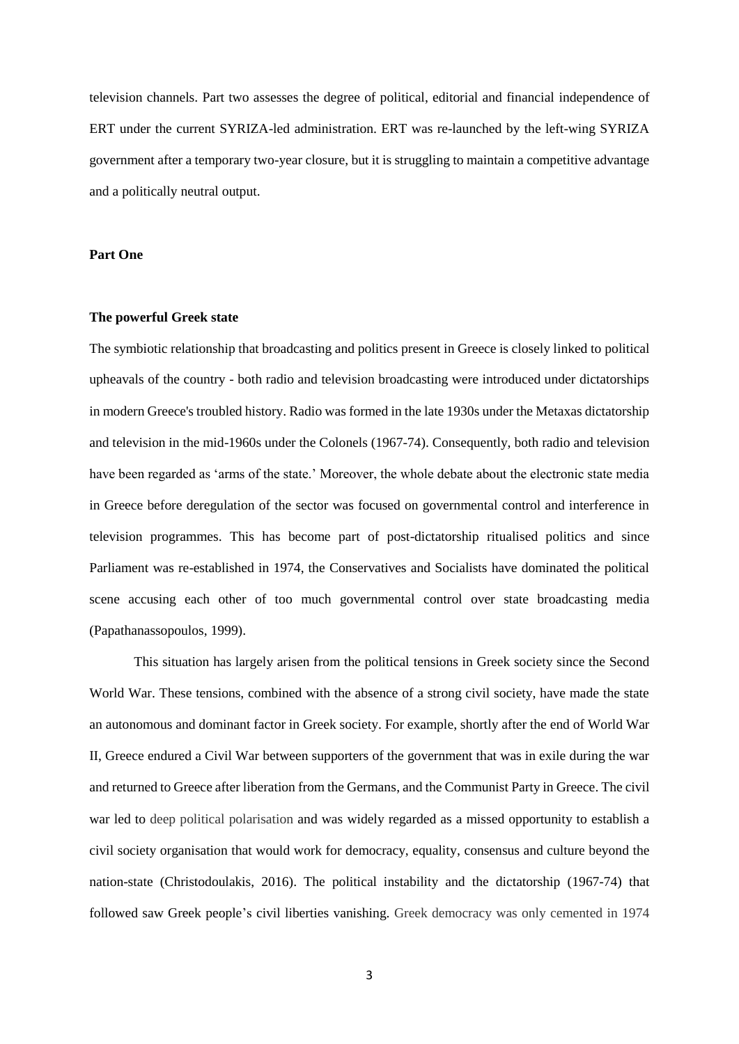television channels. Part two assesses the degree of political, editorial and financial independence of ERT under the current SYRIZA-led administration. ERT was re-launched by the left-wing SYRIZA government after a temporary two-year closure, but it is struggling to maintain a competitive advantage and a politically neutral output.

**Part One**

**The powerful Greek state**

The symbiotic relationship that broadcasting and politics present in Greece is closely linked to political upheavals of the country - both radio and television broadcasting were introduced under dictatorships in modern Greece's troubled history. Radio was formed in the late 1930s under the Metaxas dictatorship and television in the mid-1960s under the Colonels (1967-74). Consequently, both radio and television have been regarded as 'arms of the state.' Moreover, the whole debate about the electronic state media in Greece before deregulation of the sector was focused on governmental control and interference in television programmes. This has become part of post-dictatorship ritualised politics and since Parliament was re-established in 1974, the Conservatives and Socialists have dominated the political scene accusing each other of too much governmental control over state broadcasting media (Papathanassopoulos, 1999).

This situation has largely arisen from the political tensions in Greek society since the Second World War. These tensions, combined with the absence of a strong civil society, have made the state an autonomous and dominant factor in Greek society. For example, shortly after the end of World War II, Greece endured a Civil War between supporters of the government that was in exile during the war and returned to Greece after liberation from the Germans, and the Communist Party in Greece. The civil war led to deep political polarisation and was widely regarded as a missed opportunity to establish a civil society organisation that would work for democracy, equality, consensus and culture beyond the nation-state (Christodoulakis, 2016). The political instability and the dictatorship (1967-74) that followed saw Greek people's civil liberties vanishing. Greek democracy was only cemented in 1974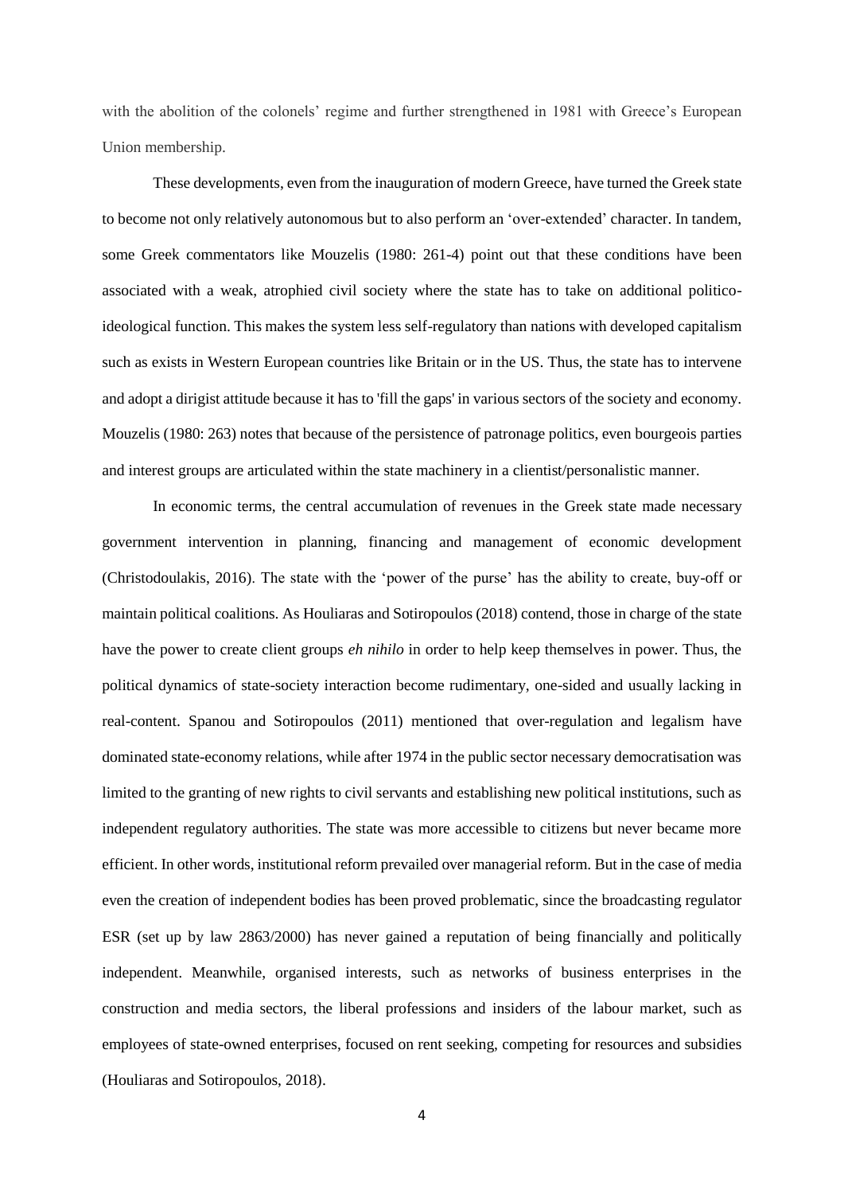with the abolition of the colonels' regime and further strengthened in 1981 with Greece's European Union membership.

These developments, even from the inauguration of modern Greece, have turned the Greek state to become not only relatively autonomous but to also perform an 'over-extended' character. In tandem, some Greek commentators like Mouzelis (1980: 261-4) point out that these conditions have been associated with a weak, atrophied civil society where the state has to take on additional politico-ideological function. This makes the system less self-regulatory than nations with developed capitalism such as exists in Western European countries like Britain or in the US. Thus, the state has to intervene and adopt a dirigist attitude because it has to 'fill the gaps' in various sectors of the society and economy. Mouzelis (1980: 263) notes that because of the persistence of patronage politics, even bourgeois parties and interest groups are articulated within the state machinery in a clientist/personalistic manner.

In economic terms, the central accumulation of revenues in the Greek state made necessary government intervention in planning, financing and management of economic development (Christodoulakis, 2016). The state with the 'power of the purse' has the ability to create, buy-off or maintain political coalitions. As Houliaras and Sotiropoulos (2018) contend, those in charge of the state have the power to create client groups *eh nihilo* in order to help keep themselves in power. Thus, the political dynamics of state-society interaction become rudimentary, one-sided and usually lacking in real-content. Spanou and Sotiropoulos (2011) mentioned that over-regulation and legalism have dominated state-economy relations, while after 1974 in the public sector necessary democratisation was limited to the granting of new rights to civil servants and establishing new political institutions, such as independent regulatory authorities. The state was more accessible to citizens but never became more efficient. In other words, institutional reform prevailed over managerial reform. But in the case of media even the creation of independent bodies has been proved problematic, since the broadcasting regulator ESR (set up by law 2863/2000) has never gained a reputation of being financially and politically independent. Meanwhile, organised interests, such as networks of business enterprises in the construction and media sectors, the liberal professions and insiders of the labour market, such as employees of state-owned enterprises, focused on rent seeking, competing for resources and subsidies (Houliaras and Sotiropoulos, 2018).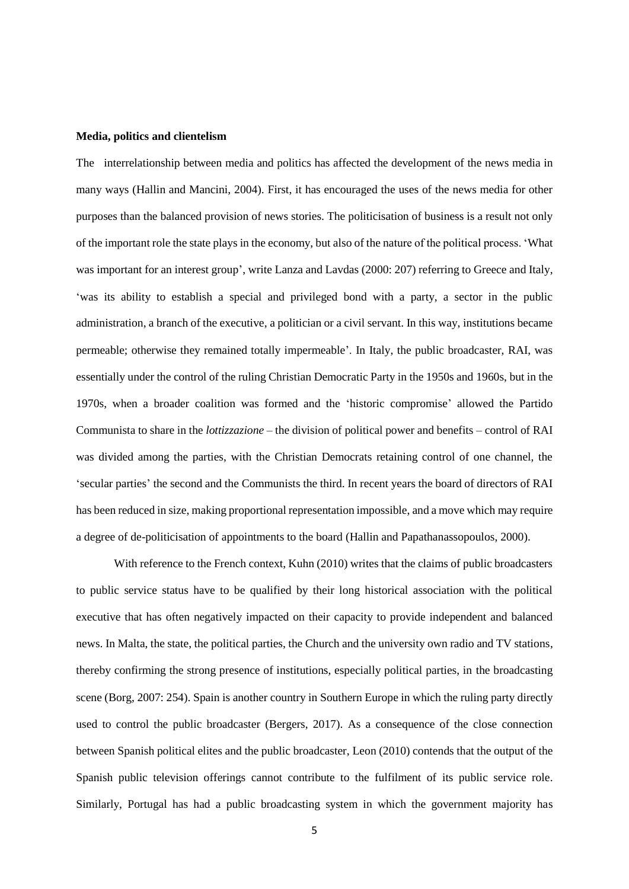**Media, politics and clientelism**

The interrelationship between media and politics has affected the development of the news media in many ways (Hallin and Mancini, 2004). First, it has encouraged the uses of the news media for other purposes than the balanced provision of news stories. The politicisation of business is a result not only of the important role the state plays in the economy, but also of the nature of the political process. 'What was important for an interest group', write Lanza and Lavdas (2000: 207) referring to Greece and Italy, 'was its ability to establish a special and privileged bond with a party, a sector in the public administration, a branch of the executive, a politician or a civil servant. In this way, institutions became permeable; otherwise they remained totally impermeable'. In Italy, the public broadcaster, RAI, was essentially under the control of the ruling Christian Democratic Party in the 1950s and 1960s, but in the 1970s, when a broader coalition was formed and the 'historic compromise' allowed the Partido Communista to share in the *lottizzazione* – the division of political power and benefits – control of RAI was divided among the parties, with the Christian Democrats retaining control of one channel, the 'secular parties' the second and the Communists the third. In recent years the board of directors of RAI has been reduced in size, making proportional representation impossible, and a move which may require a degree of de-politicisation of appointments to the board (Hallin and Papathanassopoulos, 2000).

With reference to the French context, Kuhn (2010) writes that the claims of public broadcasters to public service status have to be qualified by their long historical association with the political executive that has often negatively impacted on their capacity to provide independent and balanced news. In Malta, the state, the political parties, the Church and the university own radio and TV stations, thereby confirming the strong presence of institutions, especially political parties, in the broadcasting scene (Borg, 2007: 254). Spain is another country in Southern Europe in which the ruling party directly used to control the public broadcaster (Bergers, 2017). As a consequence of the close connection between Spanish political elites and the public broadcaster, Leon (2010) contends that the output of the Spanish public television offerings cannot contribute to the fulfilment of its public service role. Similarly, Portugal has had a public broadcasting system in which the government majority has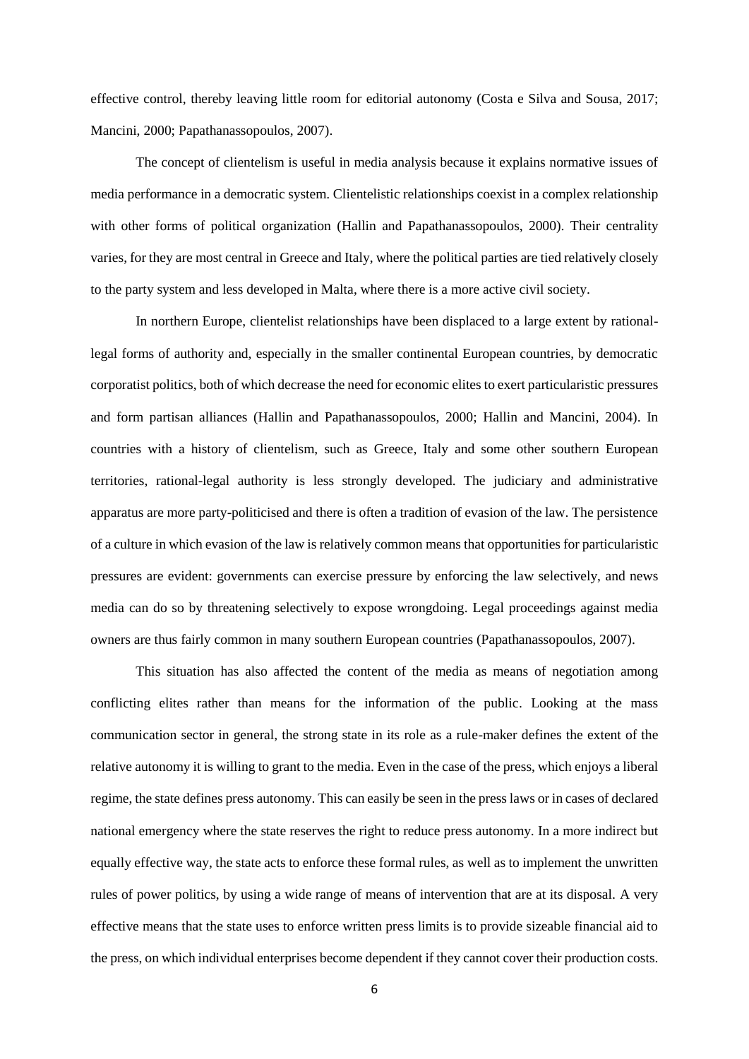effective control, thereby leaving little room for editorial autonomy (Costa e Silva and Sousa, 2017; Mancini, 2000; Papathanassopoulos, 2007).

The concept of clientelism is useful in media analysis because it explains normative issues of media performance in a democratic system. Clientelistic relationships coexist in a complex relationship with other forms of political organization (Hallin and Papathanassopoulos, 2000). Their centrality varies, for they are most central in Greece and Italy, where the political parties are tied relatively closely to the party system and less developed in Malta, where there is a more active civil society.

In northern Europe, clientelist relationships have been displaced to a large extent by rational-legal forms of authority and, especially in the smaller continental European countries, by democratic corporatist politics, both of which decrease the need for economic elites to exert particularistic pressures and form partisan alliances (Hallin and Papathanassopoulos, 2000; Hallin and Mancini, 2004). In countries with a history of clientelism, such as Greece, Italy and some other southern European territories, rational-legal authority is less strongly developed. The judiciary and administrative apparatus are more party-politicised and there is often a tradition of evasion of the law. The persistence of a culture in which evasion of the law is relatively common means that opportunities for particularistic pressures are evident: governments can exercise pressure by enforcing the law selectively, and news media can do so by threatening selectively to expose wrongdoing. Legal proceedings against media owners are thus fairly common in many southern European countries (Papathanassopoulos, 2007).

This situation has also affected the content of the media as means of negotiation among conflicting elites rather than means for the information of the public. Looking at the mass communication sector in general, the strong state in its role as a rule-maker defines the extent of the relative autonomy it is willing to grant to the media. Even in the case of the press, which enjoys a liberal regime, the state defines press autonomy. This can easily be seen in the press laws or in cases of declared national emergency where the state reserves the right to reduce press autonomy. In a more indirect but equally effective way, the state acts to enforce these formal rules, as well as to implement the unwritten rules of power politics, by using a wide range of means of intervention that are at its disposal. A very effective means that the state uses to enforce written press limits is to provide sizeable financial aid to the press, on which individual enterprises become dependent if they cannot cover their production costs.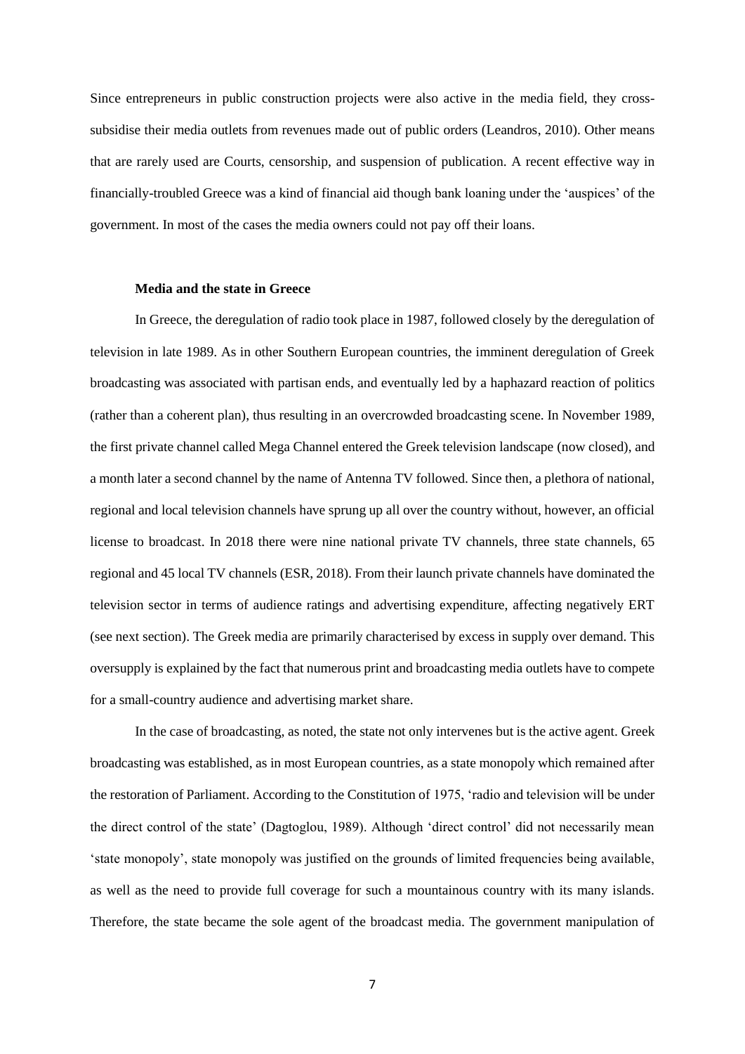Since entrepreneurs in public construction projects were also active in the media field, they cross-subsidise their media outlets from revenues made out of public orders (Leandros, 2010). Other means that are rarely used are Courts, censorship, and suspension of publication. A recent effective way in financially-troubled Greece was a kind of financial aid though bank loaning under the 'auspices' of the government. In most of the cases the media owners could not pay off their loans.

**Media and the state in Greece**

In Greece, the deregulation of radio took place in 1987, followed closely by the deregulation of television in late 1989. As in other Southern European countries, the imminent deregulation of Greek broadcasting was associated with partisan ends, and eventually led by a haphazard reaction of politics (rather than a coherent plan), thus resulting in an overcrowded broadcasting scene. In November 1989, the first private channel called Mega Channel entered the Greek television landscape (now closed), and a month later a second channel by the name of Antenna TV followed. Since then, a plethora of national, regional and local television channels have sprung up all over the country without, however, an official license to broadcast. In 2018 there were nine national private TV channels, three state channels, 65 regional and 45 local TV channels (ESR, 2018). From their launch private channels have dominated the television sector in terms of audience ratings and advertising expenditure, affecting negatively ERT (see next section). The Greek media are primarily characterised by excess in supply over demand. This oversupply is explained by the fact that numerous print and broadcasting media outlets have to compete for a small-country audience and advertising market share.

In the case of broadcasting, as noted, the state not only intervenes but is the active agent. Greek broadcasting was established, as in most European countries, as a state monopoly which remained after the restoration of Parliament. According to the Constitution of 1975, 'radio and television will be under the direct control of the state' (Dagtoglou, 1989). Although 'direct control' did not necessarily mean 'state monopoly', state monopoly was justified on the grounds of limited frequencies being available, as well as the need to provide full coverage for such a mountainous country with its many islands. Therefore, the state became the sole agent of the broadcast media. The government manipulation of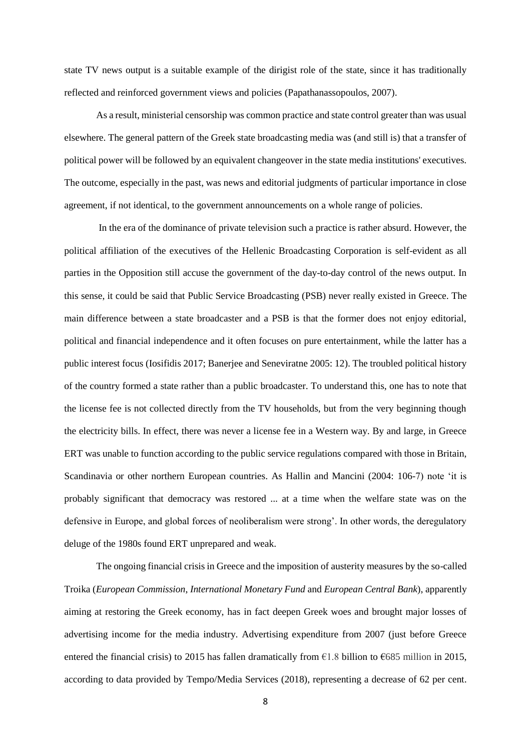state TV news output is a suitable example of the dirigist role of the state, since it has traditionally reflected and reinforced government views and policies (Papathanassopoulos, 2007).

As a result, ministerial censorship was common practice and state control greater than was usual elsewhere. The general pattern of the Greek state broadcasting media was (and still is) that a transfer of political power will be followed by an equivalent changeover in the state media institutions' executives. The outcome, especially in the past, was news and editorial judgments of particular importance in close agreement, if not identical, to the government announcements on a whole range of policies.

In the era of the dominance of private television such a practice is rather absurd. However, the political affiliation of the executives of the Hellenic Broadcasting Corporation is self-evident as all parties in the Opposition still accuse the government of the day-to-day control of the news output. In this sense, it could be said that Public Service Broadcasting (PSB) never really existed in Greece. The main difference between a state broadcaster and a PSB is that the former does not enjoy editorial, political and financial independence and it often focuses on pure entertainment, while the latter has a public interest focus (Iosifidis 2017; Banerjee and Seneviratne 2005: 12). The troubled political history of the country formed a state rather than a public broadcaster. To understand this, one has to note that the license fee is not collected directly from the TV households, but from the very beginning though the electricity bills. In effect, there was never a license fee in a Western way. By and large, in Greece ERT was unable to function according to the public service regulations compared with those in Britain, Scandinavia or other northern European countries. As Hallin and Mancini (2004: 106-7) note 'it is probably significant that democracy was restored ... at a time when the welfare state was on the defensive in Europe, and global forces of neoliberalism were strong'. In other words, the deregulatory deluge of the 1980s found ERT unprepared and weak.

The ongoing financial crisis in Greece and the imposition of austerity measures by the so-called Troika (*European Commission*, *International Monetary Fund* and *European Central Bank*), apparently aiming at restoring the Greek economy, has in fact deepen Greek woes and brought major losses of advertising income for the media industry. Advertising expenditure from 2007 (just before Greece entered the financial crisis) to 2015 has fallen dramatically from €1.8 billion to €685 million in 2015, according to data provided by Tempo/Media Services (2018), representing a decrease of 62 per cent.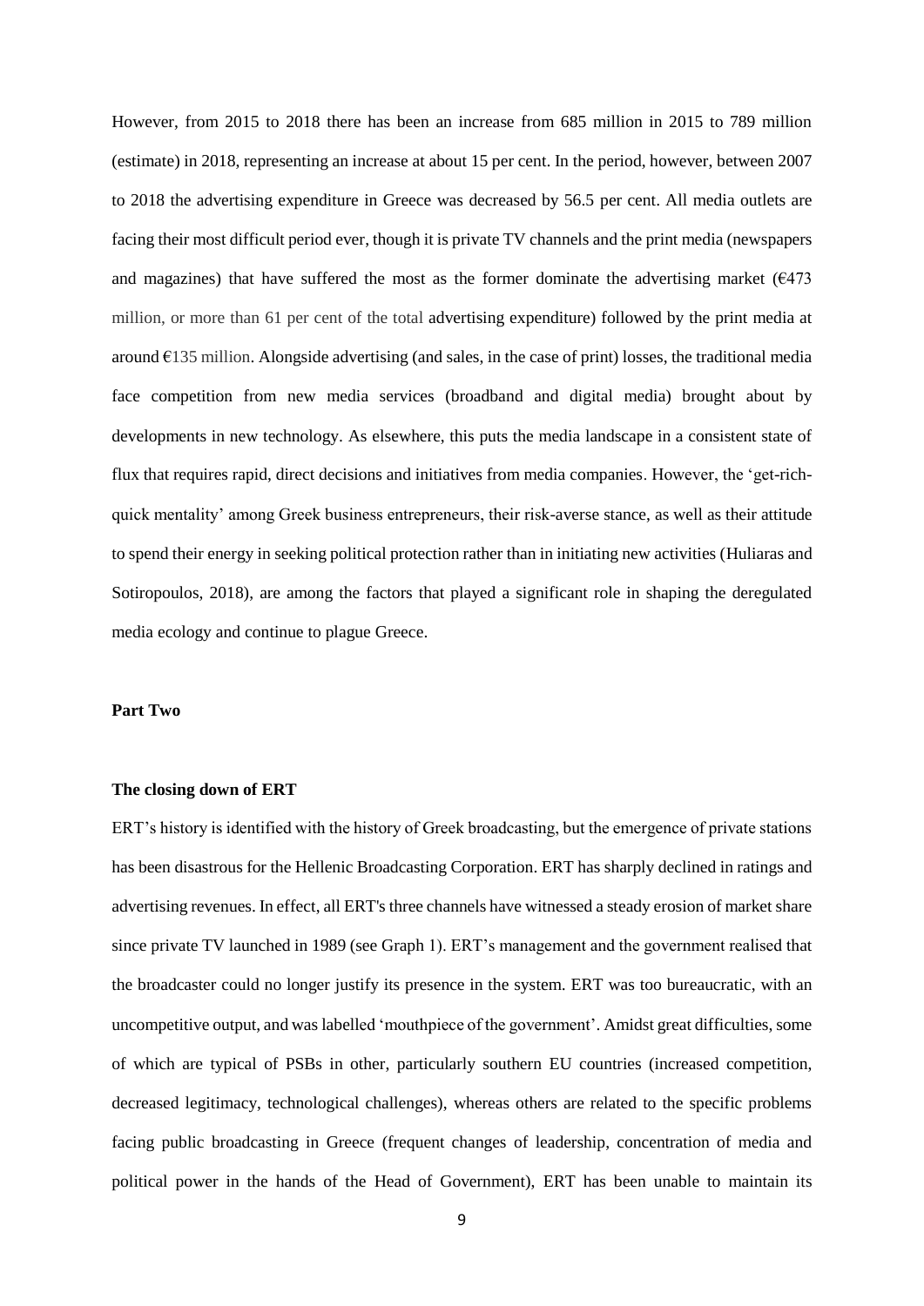However, from 2015 to 2018 there has been an increase from 685 million in 2015 to 789 million (estimate) in 2018, representing an increase at about 15 per cent. In the period, however, between 2007 to 2018 the advertising expenditure in Greece was decreased by 56.5 per cent. All media outlets are facing their most difficult period ever, though it is private TV channels and the print media (newspapers and magazines) that have suffered the most as the former dominate the advertising market (€473 million, or more than 61 per cent of the total advertising expenditure) followed by the print media at around €135 million. Alongside advertising (and sales, in the case of print) losses, the traditional media face competition from new media services (broadband and digital media) brought about by developments in new technology. As elsewhere, this puts the media landscape in a consistent state of flux that requires rapid, direct decisions and initiatives from media companies. However, the 'get-rich-quick mentality' among Greek business entrepreneurs, their risk-averse stance, as well as their attitude to spend their energy in seeking political protection rather than in initiating new activities (Huliaras and Sotiropoulos, 2018), are among the factors that played a significant role in shaping the deregulated media ecology and continue to plague Greece.

**Part Two**

**The closing down of ERT**

ERT's history is identified with the history of Greek broadcasting, but the emergence of private stations has been disastrous for the Hellenic Broadcasting Corporation. ERT has sharply declined in ratings and advertising revenues. In effect, all ERT's three channels have witnessed a steady erosion of market share since private TV launched in 1989 (see Graph 1). ERT's management and the government realised that the broadcaster could no longer justify its presence in the system. ERT was too bureaucratic, with an uncompetitive output, and was labelled 'mouthpiece of the government'. Amidst great difficulties, some of which are typical of PSBs in other, particularly southern EU countries (increased competition, decreased legitimacy, technological challenges), whereas others are related to the specific problems facing public broadcasting in Greece (frequent changes of leadership, concentration of media and political power in the hands of the Head of Government), ERT has been unable to maintain its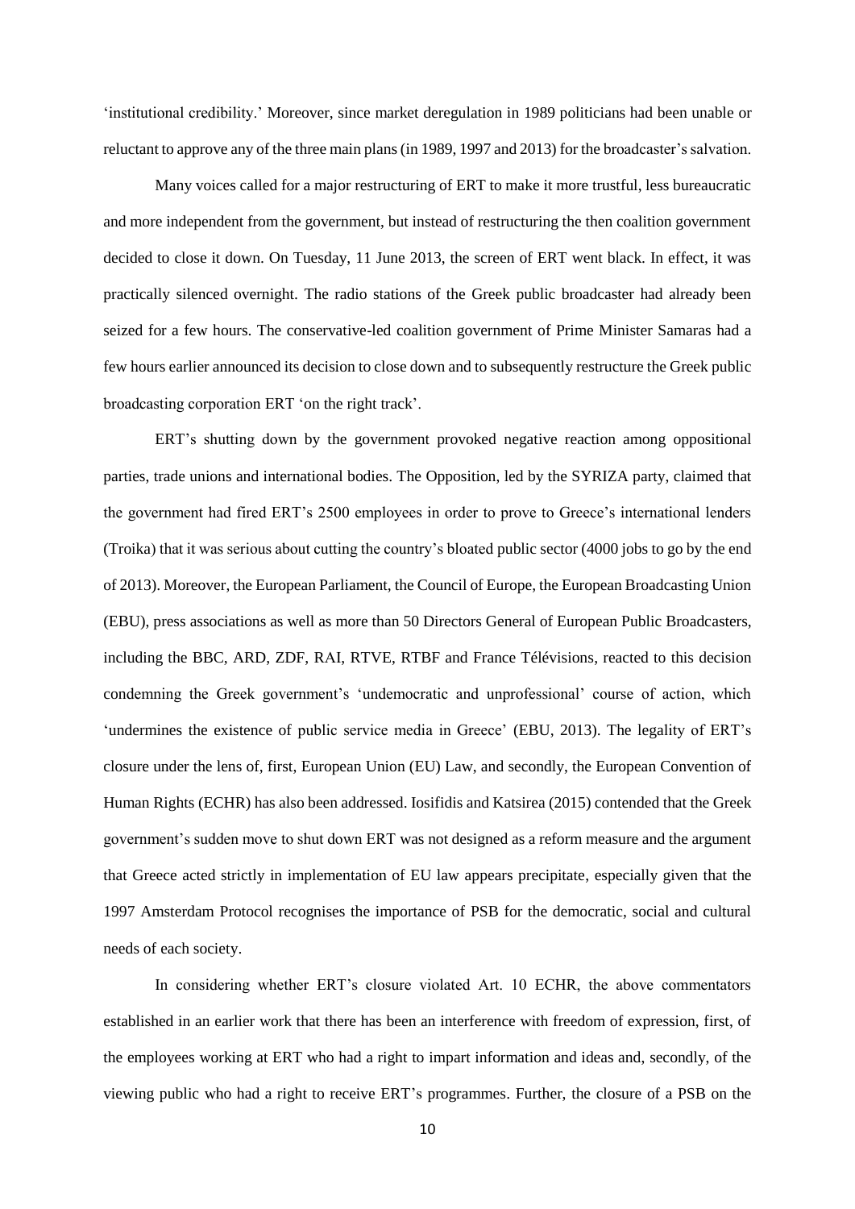'institutional credibility.' Moreover, since market deregulation in 1989 politicians had been unable or reluctant to approve any of the three main plans (in 1989, 1997 and 2013) for the broadcaster's salvation.

Many voices called for a major restructuring of ERT to make it more trustful, less bureaucratic and more independent from the government, but instead of restructuring the then coalition government decided to close it down. On Tuesday, 11 June 2013, the screen of ERT went black. In effect, it was practically silenced overnight. The radio stations of the Greek public broadcaster had already been seized for a few hours. The conservative-led coalition government of Prime Minister Samaras had a few hours earlier announced its decision to close down and to subsequently restructure the Greek public broadcasting corporation ERT 'on the right track'.

ERT's shutting down by the government provoked negative reaction among oppositional parties, trade unions and international bodies. The Opposition, led by the SYRIZA party, claimed that the government had fired ERT's 2500 employees in order to prove to Greece's international lenders (Troika) that it was serious about cutting the country's bloated public sector (4000 jobs to go by the end of 2013). Moreover, the European Parliament, the Council of Europe, the European Broadcasting Union (EBU), press associations as well as more than 50 Directors General of European Public Broadcasters, including the BBC, ARD, ZDF, RAI, RTVE, RTBF and France Télévisions, reacted to this decision condemning the Greek government's 'undemocratic and unprofessional' course of action, which 'undermines the existence of public service media in Greece' (EBU, 2013). The legality of ERT's closure under the lens of, first, European Union (EU) Law, and secondly, the European Convention of Human Rights (ECHR) has also been addressed. Iosifidis and Katsirea (2015) contended that the Greek government's sudden move to shut down ERT was not designed as a reform measure and the argument that Greece acted strictly in implementation of EU law appears precipitate, especially given that the 1997 Amsterdam Protocol recognises the importance of PSB for the democratic, social and cultural needs of each society.

In considering whether ERT's closure violated Art. 10 ECHR, the above commentators established in an earlier work that there has been an interference with freedom of expression, first, of the employees working at ERT who had a right to impart information and ideas and, secondly, of the viewing public who had a right to receive ERT's programmes. Further, the closure of a PSB on the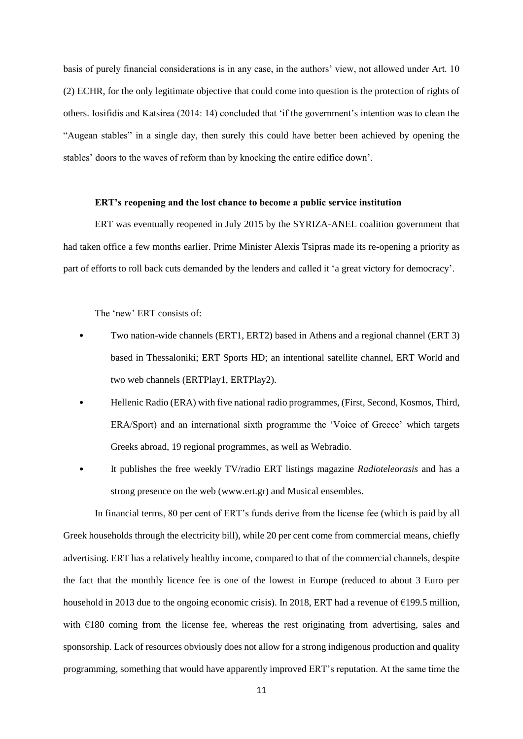basis of purely financial considerations is in any case, in the authors' view, not allowed under Art. 10 (2) ECHR, for the only legitimate objective that could come into question is the protection of rights of others. Iosifidis and Katsirea (2014: 14) concluded that 'if the government's intention was to clean the "Augean stables" in a single day, then surely this could have better been achieved by opening the stables' doors to the waves of reform than by knocking the entire edifice down'.

### ERT's reopening and the lost chance to become a public service institution

ERT was eventually reopened in July 2015 by the SYRIZA-ANEL coalition government that had taken office a few months earlier. Prime Minister Alexis Tsipras made its re-opening a priority as part of efforts to roll back cuts demanded by the lenders and called it 'a great victory for democracy'.

The 'new' ERT consists of:

- Two nation-wide channels (ERT1, ERT2) based in Athens and a regional channel (ERT 3) based in Thessaloniki; ERT Sports HD; an intentional satellite channel, ERT World and two web channels (ERTPlay1, ERTPlay2).
- Hellenic Radio (ERA) with five national radio programmes, (First, Second, Kosmos, Third, ERA/Sport) and an international sixth programme the 'Voice of Greece' which targets Greeks abroad, 19 regional programmes, as well as Webradio.
- It publishes the free weekly TV/radio ERT listings magazine *Radioteleorasis* and has a strong presence on the web (www.ert.gr) and Musical ensembles.

In financial terms, 80 per cent of ERT's funds derive from the license fee (which is paid by all Greek households through the electricity bill), while 20 per cent come from commercial means, chiefly advertising. ERT has a relatively healthy income, compared to that of the commercial channels, despite the fact that the monthly licence fee is one of the lowest in Europe (reduced to about 3 Euro per household in 2013 due to the ongoing economic crisis). In 2018, ERT had a revenue of €199.5 million, with €180 coming from the license fee, whereas the rest originating from advertising, sales and sponsorship. Lack of resources obviously does not allow for a strong indigenous production and quality programming, something that would have apparently improved ERT's reputation. At the same time the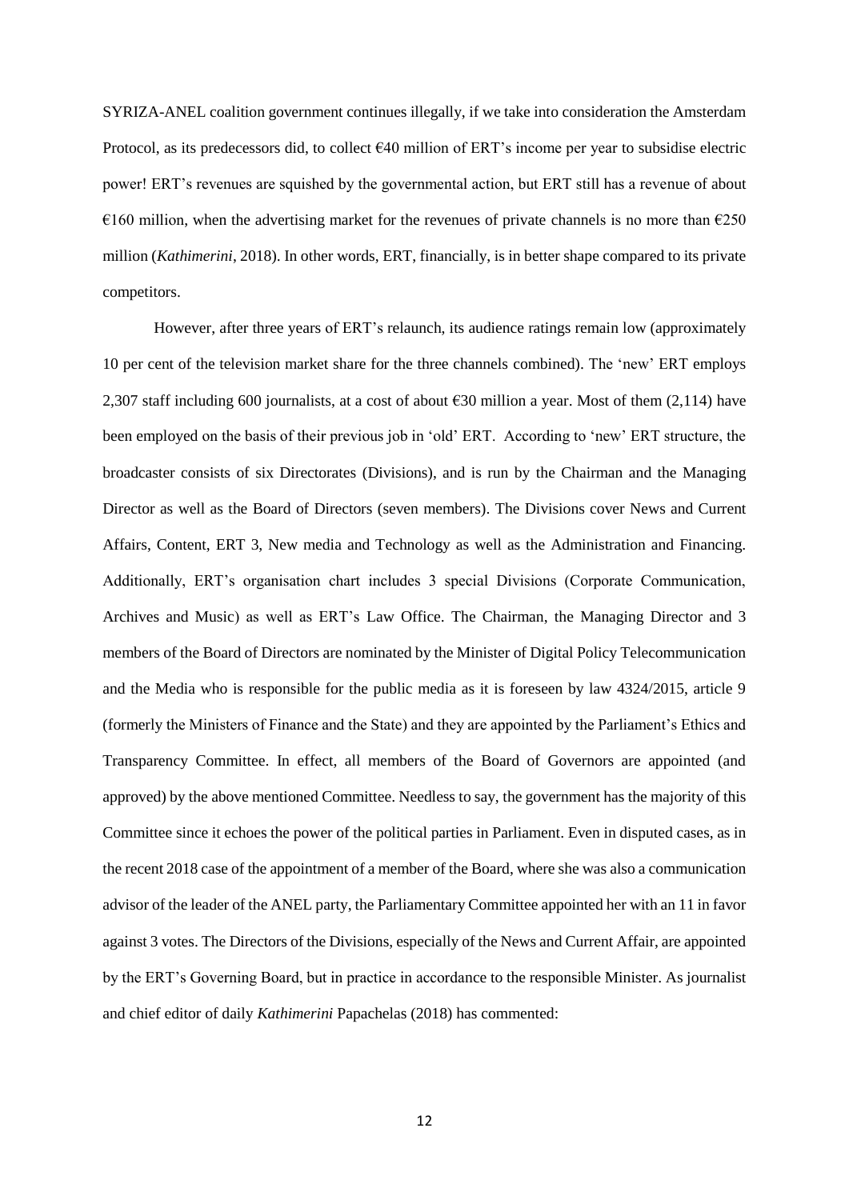SYRIZA-ANEL coalition government continues illegally, if we take into consideration the Amsterdam Protocol, as its predecessors did, to collect €40 million of ERT's income per year to subsidise electric power! ERT's revenues are squished by the governmental action, but ERT still has a revenue of about €160 million, when the advertising market for the revenues of private channels is no more than €250 million (*Kathimerini*, 2018). In other words, ERT, financially, is in better shape compared to its private competitors.

However, after three years of ERT's relaunch, its audience ratings remain low (approximately 10 per cent of the television market share for the three channels combined). The 'new' ERT employs 2,307 staff including 600 journalists, at a cost of about €30 million a year. Most of them (2,114) have been employed on the basis of their previous job in 'old' ERT. According to 'new' ERT structure, the broadcaster consists of six Directorates (Divisions), and is run by the Chairman and the Managing Director as well as the Board of Directors (seven members). The Divisions cover News and Current Affairs, Content, ERT 3, New media and Technology as well as the Administration and Financing. Additionally, ERT's organisation chart includes 3 special Divisions (Corporate Communication, Archives and Music) as well as ERT's Law Office. The Chairman, the Managing Director and 3 members of the Board of Directors are nominated by the Minister of Digital Policy Telecommunication and the Media who is responsible for the public media as it is foreseen by law 4324/2015, article 9 (formerly the Ministers of Finance and the State) and they are appointed by the Parliament's Ethics and Transparency Committee. In effect, all members of the Board of Governors are appointed (and approved) by the above mentioned Committee. Needless to say, the government has the majority of this Committee since it echoes the power of the political parties in Parliament. Even in disputed cases, as in the recent 2018 case of the appointment of a member of the Board, where she was also a communication advisor of the leader of the ANEL party, the Parliamentary Committee appointed her with an 11 in favor against 3 votes. The Directors of the Divisions, especially of the News and Current Affair, are appointed by the ERT's Governing Board, but in practice in accordance to the responsible Minister. As journalist and chief editor of daily *Kathimerini* Papachelas (2018) has commented: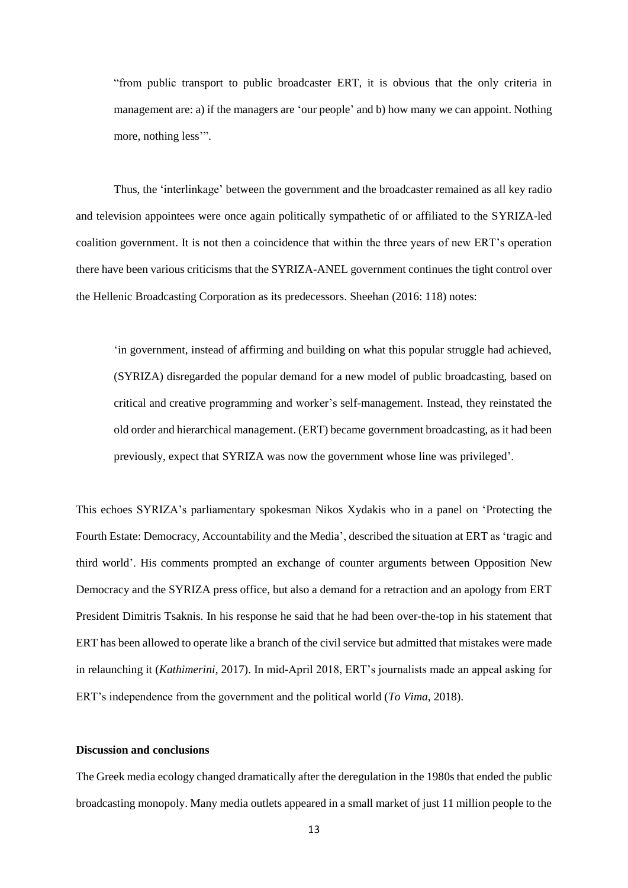> "from public transport to public broadcaster ERT, it is obvious that the only criteria in management are: a) if the managers are 'our people' and b) how many we can appoint. Nothing more, nothing less'".

Thus, the 'interlinkage' between the government and the broadcaster remained as all key radio and television appointees were once again politically sympathetic of or affiliated to the SYRIZA-led coalition government. It is not then a coincidence that within the three years of new ERT's operation there have been various criticisms that the SYRIZA-ANEL government continues the tight control over the Hellenic Broadcasting Corporation as its predecessors. Sheehan (2016: 118) notes:

> 'in government, instead of affirming and building on what this popular struggle had achieved, (SYRIZA) disregarded the popular demand for a new model of public broadcasting, based on critical and creative programming and worker's self-management. Instead, they reinstated the old order and hierarchical management. (ERT) became government broadcasting, as it had been previously, expect that SYRIZA was now the government whose line was privileged'.

This echoes SYRIZA's parliamentary spokesman Nikos Xydakis who in a panel on 'Protecting the Fourth Estate: Democracy, Accountability and the Media', described the situation at ERT as 'tragic and third world'. His comments prompted an exchange of counter arguments between Opposition New Democracy and the SYRIZA press office, but also a demand for a retraction and an apology from ERT President Dimitris Tsaknis. In his response he said that he had been over-the-top in his statement that ERT has been allowed to operate like a branch of the civil service but admitted that mistakes were made in relaunching it (*Kathimerini*, 2017). In mid-April 2018, ERT's journalists made an appeal asking for ERT's independence from the government and the political world (*To Vima*, 2018).

**Discussion and conclusions**

The Greek media ecology changed dramatically after the deregulation in the 1980s that ended the public broadcasting monopoly. Many media outlets appeared in a small market of just 11 million people to the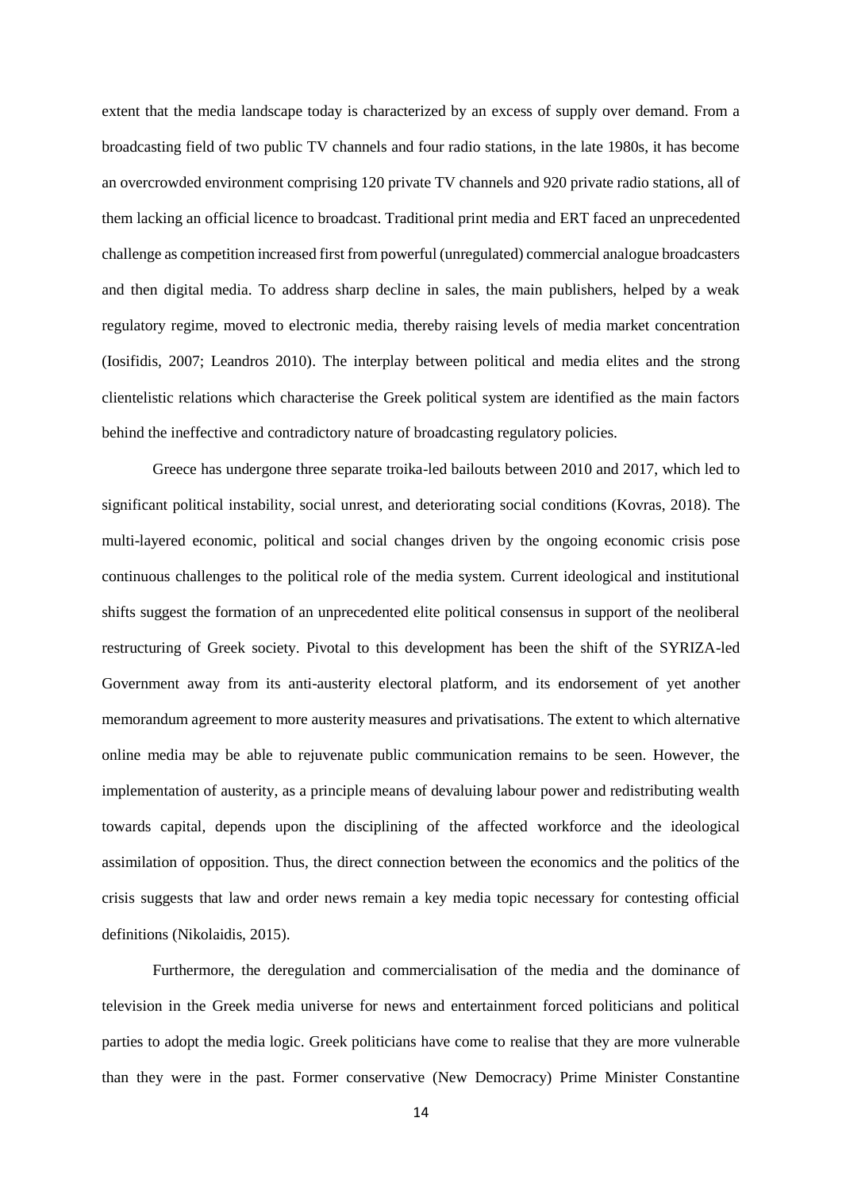extent that the media landscape today is characterized by an excess of supply over demand. From a broadcasting field of two public TV channels and four radio stations, in the late 1980s, it has become an overcrowded environment comprising 120 private TV channels and 920 private radio stations, all of them lacking an official licence to broadcast. Traditional print media and ERT faced an unprecedented challenge as competition increased first from powerful (unregulated) commercial analogue broadcasters and then digital media. To address sharp decline in sales, the main publishers, helped by a weak regulatory regime, moved to electronic media, thereby raising levels of media market concentration (Iosifidis, 2007; Leandros 2010). The interplay between political and media elites and the strong clientelistic relations which characterise the Greek political system are identified as the main factors behind the ineffective and contradictory nature of broadcasting regulatory policies.

Greece has undergone three separate troika-led bailouts between 2010 and 2017, which led to significant political instability, social unrest, and deteriorating social conditions (Kovras, 2018). The multi-layered economic, political and social changes driven by the ongoing economic crisis pose continuous challenges to the political role of the media system. Current ideological and institutional shifts suggest the formation of an unprecedented elite political consensus in support of the neoliberal restructuring of Greek society. Pivotal to this development has been the shift of the SYRIZA-led Government away from its anti-austerity electoral platform, and its endorsement of yet another memorandum agreement to more austerity measures and privatisations. The extent to which alternative online media may be able to rejuvenate public communication remains to be seen. However, the implementation of austerity, as a principle means of devaluing labour power and redistributing wealth towards capital, depends upon the disciplining of the affected workforce and the ideological assimilation of opposition. Thus, the direct connection between the economics and the politics of the crisis suggests that law and order news remain a key media topic necessary for contesting official definitions (Nikolaidis, 2015).

Furthermore, the deregulation and commercialisation of the media and the dominance of television in the Greek media universe for news and entertainment forced politicians and political parties to adopt the media logic. Greek politicians have come to realise that they are more vulnerable than they were in the past. Former conservative (New Democracy) Prime Minister Constantine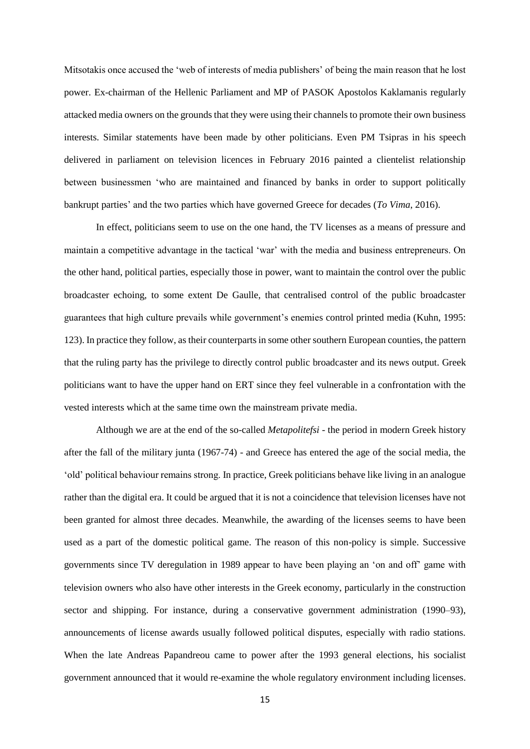Mitsotakis once accused the 'web of interests of media publishers' of being the main reason that he lost power. Ex-chairman of the Hellenic Parliament and MP of PASOK Apostolos Kaklamanis regularly attacked media owners on the grounds that they were using their channels to promote their own business interests. Similar statements have been made by other politicians. Even PM Tsipras in his speech delivered in parliament on television licences in February 2016 painted a clientelist relationship between businessmen 'who are maintained and financed by banks in order to support politically bankrupt parties' and the two parties which have governed Greece for decades (*To Vima*, 2016).

In effect, politicians seem to use on the one hand, the TV licenses as a means of pressure and maintain a competitive advantage in the tactical 'war' with the media and business entrepreneurs. On the other hand, political parties, especially those in power, want to maintain the control over the public broadcaster echoing, to some extent De Gaulle, that centralised control of the public broadcaster guarantees that high culture prevails while government's enemies control printed media (Kuhn, 1995: 123). In practice they follow, as their counterparts in some other southern European counties, the pattern that the ruling party has the privilege to directly control public broadcaster and its news output. Greek politicians want to have the upper hand on ERT since they feel vulnerable in a confrontation with the vested interests which at the same time own the mainstream private media.

Although we are at the end of the so-called *Metapolitefsi* - the period in modern Greek history after the fall of the military junta (1967-74) - and Greece has entered the age of the social media, the 'old' political behaviour remains strong. In practice, Greek politicians behave like living in an analogue rather than the digital era. It could be argued that it is not a coincidence that television licenses have not been granted for almost three decades. Meanwhile, the awarding of the licenses seems to have been used as a part of the domestic political game. The reason of this non-policy is simple. Successive governments since TV deregulation in 1989 appear to have been playing an 'on and off' game with television owners who also have other interests in the Greek economy, particularly in the construction sector and shipping. For instance, during a conservative government administration (1990–93), announcements of license awards usually followed political disputes, especially with radio stations. When the late Andreas Papandreou came to power after the 1993 general elections, his socialist government announced that it would re-examine the whole regulatory environment including licenses.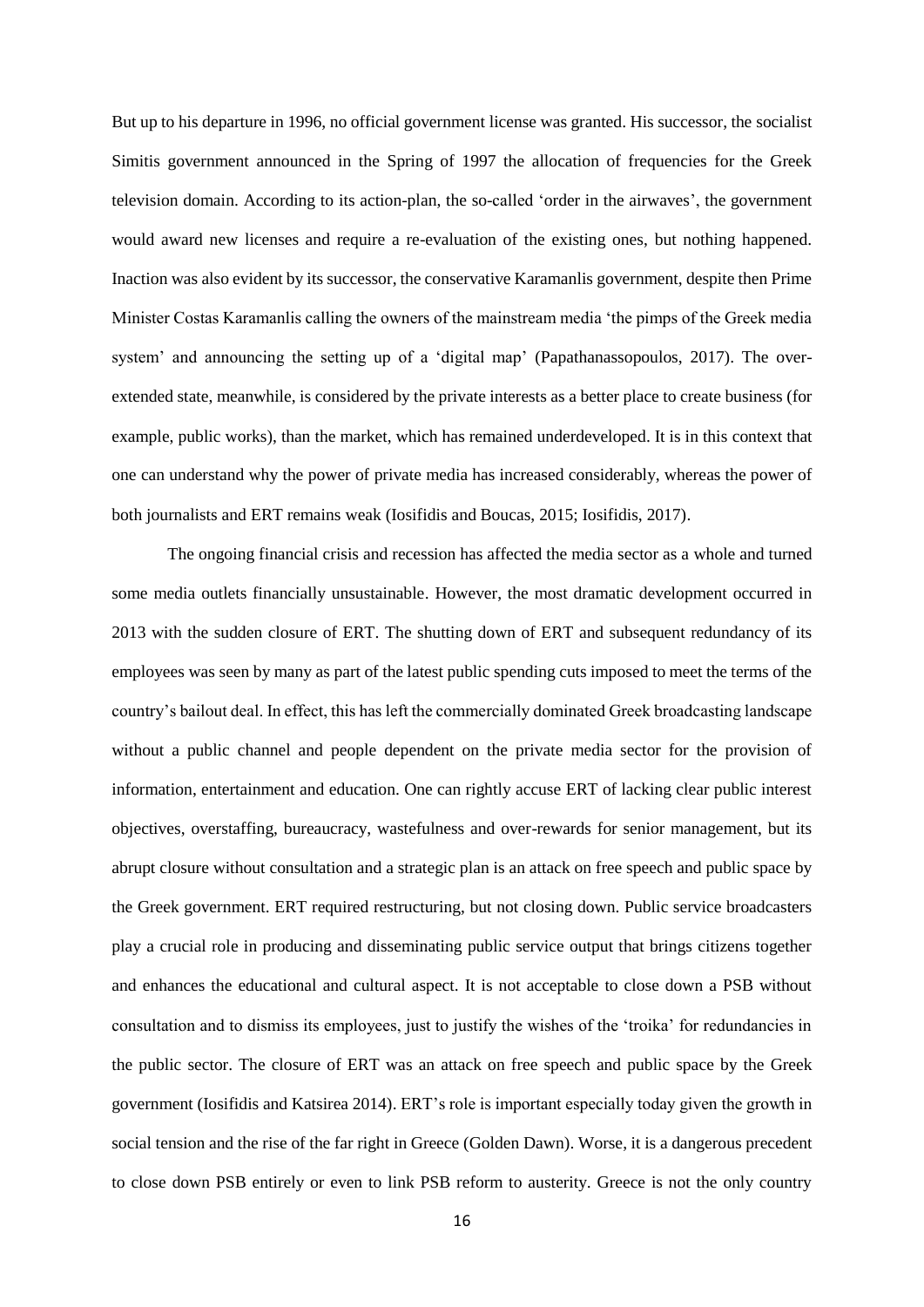But up to his departure in 1996, no official government license was granted. His successor, the socialist Simitis government announced in the Spring of 1997 the allocation of frequencies for the Greek television domain. According to its action-plan, the so-called 'order in the airwaves', the government would award new licenses and require a re-evaluation of the existing ones, but nothing happened. Inaction was also evident by its successor, the conservative Karamanlis government, despite then Prime Minister Costas Karamanlis calling the owners of the mainstream media 'the pimps of the Greek media system' and announcing the setting up of a 'digital map' (Papathanassopoulos, 2017). The over-extended state, meanwhile, is considered by the private interests as a better place to create business (for example, public works), than the market, which has remained underdeveloped. It is in this context that one can understand why the power of private media has increased considerably, whereas the power of both journalists and ERT remains weak (Iosifidis and Boucas, 2015; Iosifidis, 2017).

The ongoing financial crisis and recession has affected the media sector as a whole and turned some media outlets financially unsustainable. However, the most dramatic development occurred in 2013 with the sudden closure of ERT. The shutting down of ERT and subsequent redundancy of its employees was seen by many as part of the latest public spending cuts imposed to meet the terms of the country's bailout deal. In effect, this has left the commercially dominated Greek broadcasting landscape without a public channel and people dependent on the private media sector for the provision of information, entertainment and education. One can rightly accuse ERT of lacking clear public interest objectives, overstaffing, bureaucracy, wastefulness and over-rewards for senior management, but its abrupt closure without consultation and a strategic plan is an attack on free speech and public space by the Greek government. ERT required restructuring, but not closing down. Public service broadcasters play a crucial role in producing and disseminating public service output that brings citizens together and enhances the educational and cultural aspect. It is not acceptable to close down a PSB without consultation and to dismiss its employees, just to justify the wishes of the 'troika' for redundancies in the public sector. The closure of ERT was an attack on free speech and public space by the Greek government (Iosifidis and Katsirea 2014). ERT's role is important especially today given the growth in social tension and the rise of the far right in Greece (Golden Dawn). Worse, it is a dangerous precedent to close down PSB entirely or even to link PSB reform to austerity. Greece is not the only country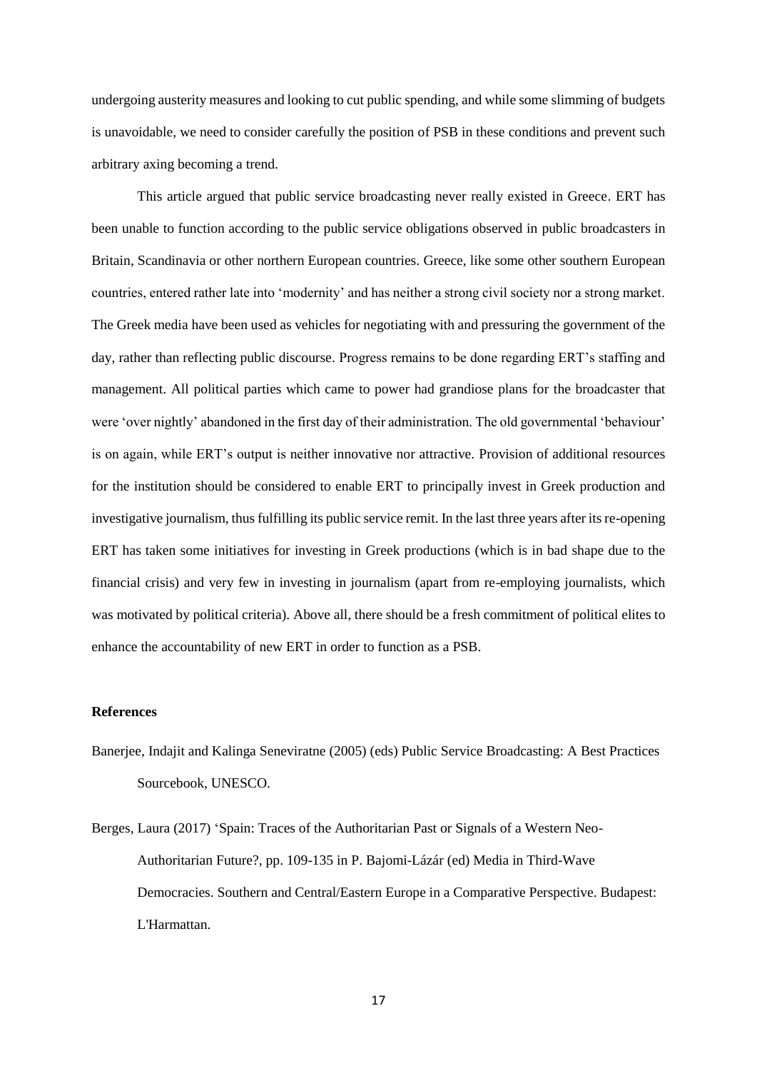undergoing austerity measures and looking to cut public spending, and while some slimming of budgets is unavoidable, we need to consider carefully the position of PSB in these conditions and prevent such arbitrary axing becoming a trend.

This article argued that public service broadcasting never really existed in Greece. ERT has been unable to function according to the public service obligations observed in public broadcasters in Britain, Scandinavia or other northern European countries. Greece, like some other southern European countries, entered rather late into 'modernity' and has neither a strong civil society nor a strong market. The Greek media have been used as vehicles for negotiating with and pressuring the government of the day, rather than reflecting public discourse. Progress remains to be done regarding ERT's staffing and management. All political parties which came to power had grandiose plans for the broadcaster that were 'over nightly' abandoned in the first day of their administration. The old governmental 'behaviour' is on again, while ERT's output is neither innovative nor attractive. Provision of additional resources for the institution should be considered to enable ERT to principally invest in Greek production and investigative journalism, thus fulfilling its public service remit. In the last three years after its re-opening ERT has taken some initiatives for investing in Greek productions (which is in bad shape due to the financial crisis) and very few in investing in journalism (apart from re-employing journalists, which was motivated by political criteria). Above all, there should be a fresh commitment of political elites to enhance the accountability of new ERT in order to function as a PSB.

**References**

Banerjee, Indajit and Kalinga Seneviratne (2005) (eds) Public Service Broadcasting: A Best Practices Sourcebook, UNESCO.

Berges, Laura (2017) 'Spain: Traces of the Authoritarian Past or Signals of a Western Neo-Authoritarian Future?, pp. 109-135 in P. Bajomi-Lázár (ed) Media in Third-Wave Democracies. Southern and Central/Eastern Europe in a Comparative Perspective. Budapest: L'Harmattan.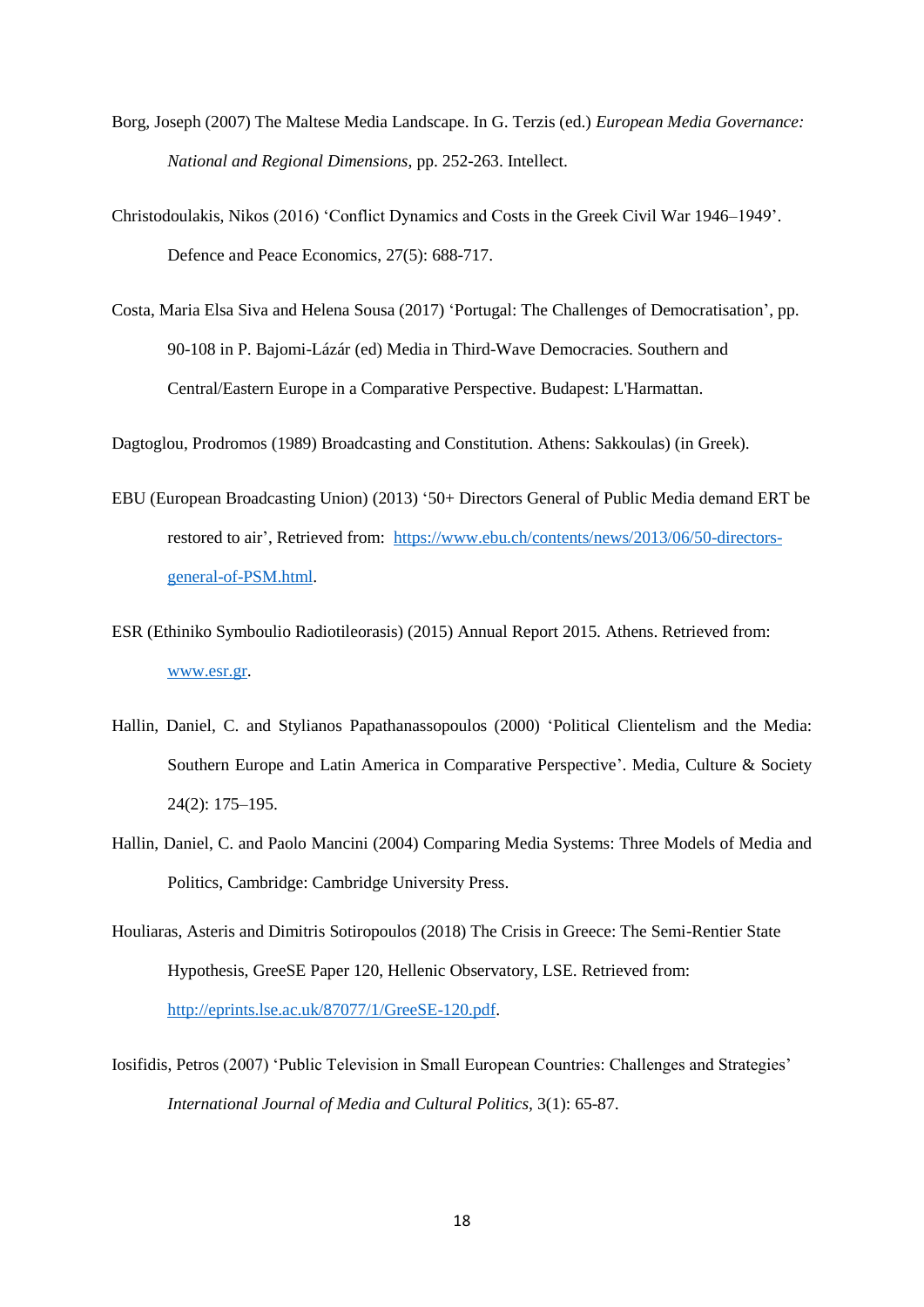Borg, Joseph (2007) The Maltese Media Landscape. In G. Terzis (ed.) *European Media Governance: National and Regional Dimensions*, pp. 252-263. Intellect.

Christodoulakis, Nikos (2016) 'Conflict Dynamics and Costs in the Greek Civil War 1946–1949'. Defence and Peace Economics, 27(5): 688-717.

Costa, Maria Elsa Siva and Helena Sousa (2017) 'Portugal: The Challenges of Democratisation', pp. 90-108 in P. Bajomi-Lázár (ed) Media in Third-Wave Democracies. Southern and Central/Eastern Europe in a Comparative Perspective. Budapest: L'Harmattan.

Dagtoglou, Prodromos (1989) Broadcasting and Constitution. Athens: Sakkoulas) (in Greek).

EBU (European Broadcasting Union) (2013) '50+ Directors General of Public Media demand ERT be restored to air', Retrieved from: [https://www.ebu.ch/contents/news/2013/06/50-directors-general-of-PSM.html](https://www.ebu.ch/contents/news/2013/06/50-directors-general-of-PSM.html).

ESR (Ethiniko Symboulio Radiotileorasis) (2015) Annual Report 2015. Athens. Retrieved from: [www.esr.gr](http://www.esr.gr).

Hallin, Daniel, C. and Stylianos Papathanassopoulos (2000) 'Political Clientelism and the Media: Southern Europe and Latin America in Comparative Perspective'. Media, Culture & Society 24(2): 175–195.

Hallin, Daniel, C. and Paolo Mancini (2004) Comparing Media Systems: Three Models of Media and Politics, Cambridge: Cambridge University Press.

Houliaras, Asteris and Dimitris Sotiropoulos (2018) The Crisis in Greece: The Semi-Rentier State Hypothesis, GreeSE Paper 120, Hellenic Observatory, LSE. Retrieved from: [http://eprints.lse.ac.uk/87077/1/GreeSE-120.pdf](http://eprints.lse.ac.uk/87077/1/GreeSE-120.pdf).

Iosifidis, Petros (2007) 'Public Television in Small European Countries: Challenges and Strategies' *International Journal of Media and Cultural Politics*, 3(1): 65-87.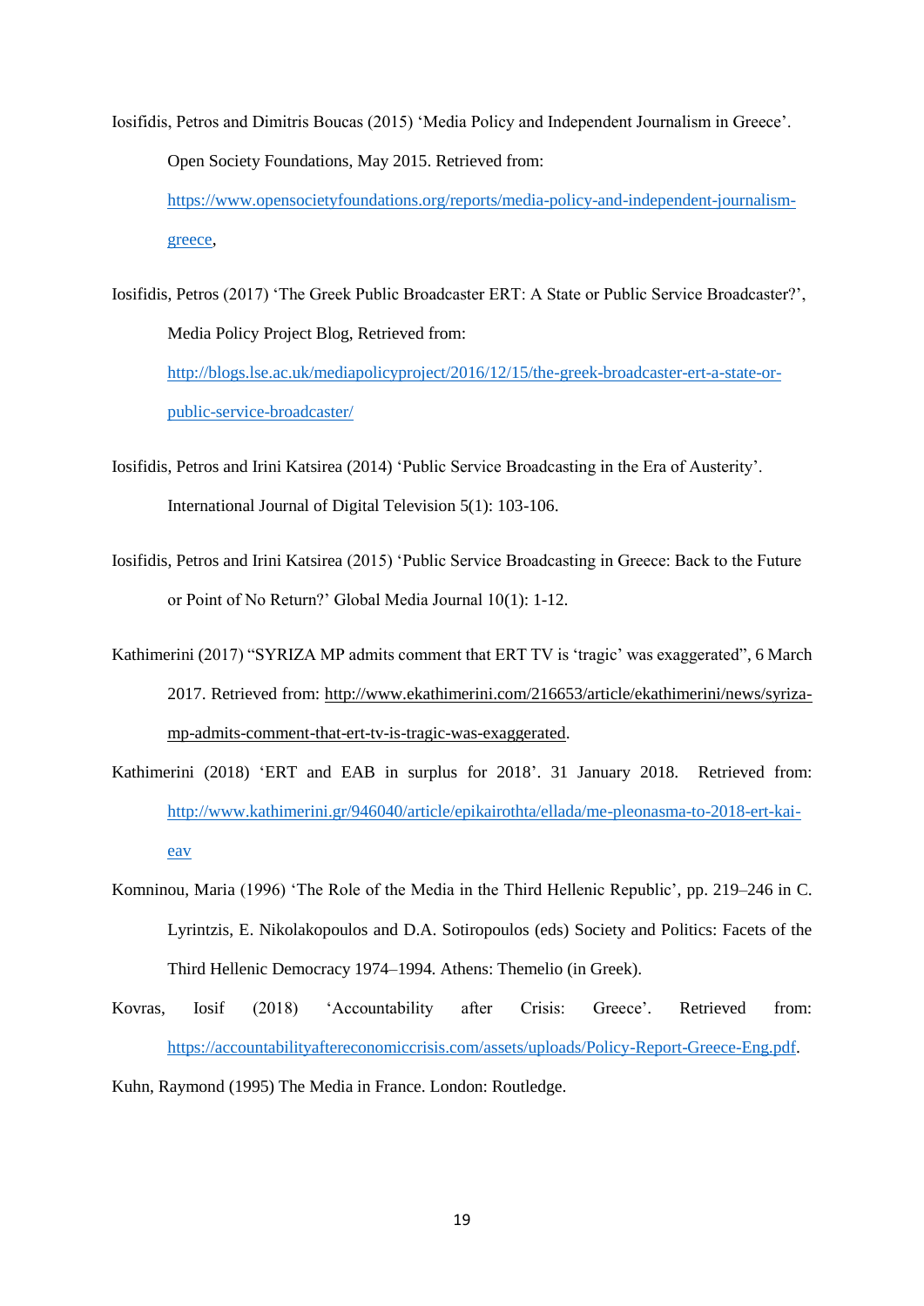Iosifidis, Petros and Dimitris Boucas (2015) 'Media Policy and Independent Journalism in Greece'. Open Society Foundations, May 2015. Retrieved from: https://www.opensocietyfoundations.org/reports/media-policy-and-independent-journalism-greece,

Iosifidis, Petros (2017) 'The Greek Public Broadcaster ERT: A State or Public Service Broadcaster?', Media Policy Project Blog, Retrieved from: http://blogs.lse.ac.uk/mediapolicyproject/2016/12/15/the-greek-broadcaster-ert-a-state-or-public-service-broadcaster/

Iosifidis, Petros and Irini Katsirea (2014) 'Public Service Broadcasting in the Era of Austerity'. International Journal of Digital Television 5(1): 103-106.

Iosifidis, Petros and Irini Katsirea (2015) 'Public Service Broadcasting in Greece: Back to the Future or Point of No Return?' Global Media Journal 10(1): 1-12.

Kathimerini (2017) "SYRIZA MP admits comment that ERT TV is 'tragic' was exaggerated", 6 March 2017. Retrieved from: http://www.ekathimerini.com/216653/article/ekathimerini/news/syriza-mp-admits-comment-that-ert-tv-is-tragic-was-exaggerated.

Kathimerini (2018) 'ERT and EAB in surplus for 2018'. 31 January 2018. Retrieved from: http://www.kathimerini.gr/946040/article/epikairothta/ellada/me-pleonasma-to-2018-ert-kai-eav

Komninou, Maria (1996) 'The Role of the Media in the Third Hellenic Republic', pp. 219–246 in C. Lyrintzis, E. Nikolakopoulos and D.A. Sotiropoulos (eds) Society and Politics: Facets of the Third Hellenic Democracy 1974–1994. Athens: Themelio (in Greek).

Kovras, Iosif (2018) 'Accountability after Crisis: Greece'. Retrieved from: https://accountabilityaftereconomiccrisis.com/assets/uploads/Policy-Report-Greece-Eng.pdf.

Kuhn, Raymond (1995) The Media in France. London: Routledge.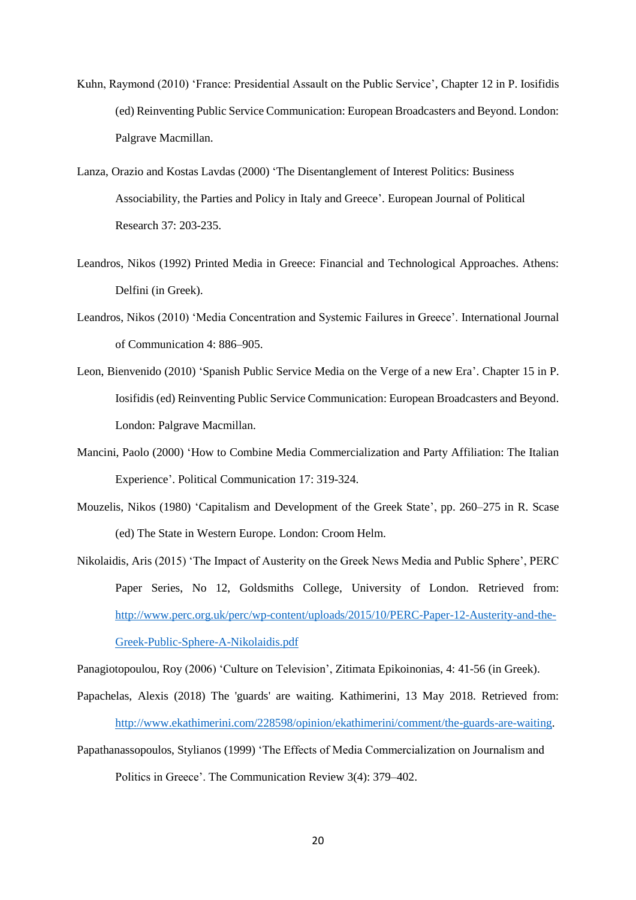Kuhn, Raymond (2010) 'France: Presidential Assault on the Public Service', Chapter 12 in P. Iosifidis (ed) Reinventing Public Service Communication: European Broadcasters and Beyond. London: Palgrave Macmillan.

Lanza, Orazio and Kostas Lavdas (2000) 'The Disentanglement of Interest Politics: Business Associability, the Parties and Policy in Italy and Greece'. European Journal of Political Research 37: 203-235.

Leandros, Nikos (1992) Printed Media in Greece: Financial and Technological Approaches. Athens: Delfini (in Greek).

Leandros, Nikos (2010) 'Media Concentration and Systemic Failures in Greece'. International Journal of Communication 4: 886–905.

Leon, Bienvenido (2010) 'Spanish Public Service Media on the Verge of a new Era'. Chapter 15 in P. Iosifidis (ed) Reinventing Public Service Communication: European Broadcasters and Beyond. London: Palgrave Macmillan.

Mancini, Paolo (2000) 'How to Combine Media Commercialization and Party Affiliation: The Italian Experience'. Political Communication 17: 319-324.

Mouzelis, Nikos (1980) 'Capitalism and Development of the Greek State', pp. 260–275 in R. Scase (ed) The State in Western Europe. London: Croom Helm.

Nikolaidis, Aris (2015) 'The Impact of Austerity on the Greek News Media and Public Sphere', PERC Paper Series, No 12, Goldsmiths College, University of London. Retrieved from: http://www.perc.org.uk/perc/wp-content/uploads/2015/10/PERC-Paper-12-Austerity-and-the-Greek-Public-Sphere-A-Nikolaidis.pdf

Panagiotopoulou, Roy (2006) 'Culture on Television', Zitimata Epikoinonias, 4: 41-56 (in Greek).

Papachelas, Alexis (2018) The 'guards' are waiting. Kathimerini, 13 May 2018. Retrieved from: http://www.ekathimerini.com/228598/opinion/ekathimerini/comment/the-guards-are-waiting.

Papathanassopoulos, Stylianos (1999) 'The Effects of Media Commercialization on Journalism and Politics in Greece'. The Communication Review 3(4): 379–402.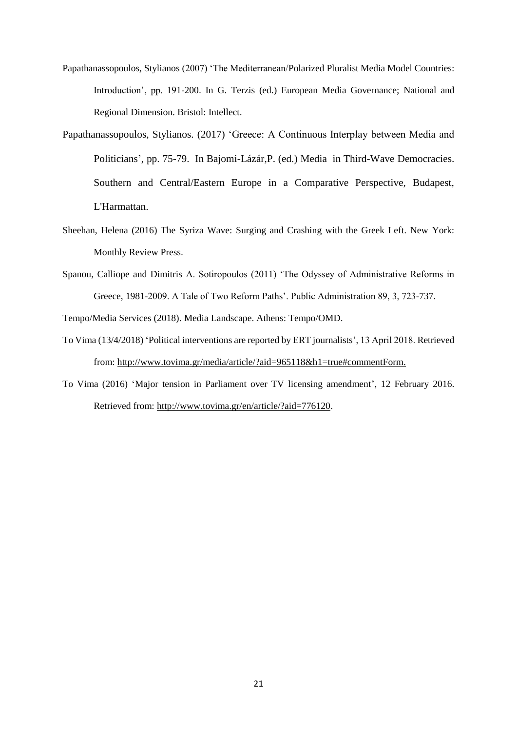Papathanassopoulos, Stylianos (2007) 'The Mediterranean/Polarized Pluralist Media Model Countries: Introduction', pp. 191-200. In G. Terzis (ed.) European Media Governance; National and Regional Dimension. Bristol: Intellect.

Papathanassopoulos, Stylianos. (2017) 'Greece: A Continuous Interplay between Media and Politicians', pp. 75-79. In Bajomi-Lázár,P. (ed.) Media in Third-Wave Democracies. Southern and Central/Eastern Europe in a Comparative Perspective, Budapest, L'Harmattan.

Sheehan, Helena (2016) The Syriza Wave: Surging and Crashing with the Greek Left. New York: Monthly Review Press.

Spanou, Calliope and Dimitris A. Sotiropoulos (2011) 'The Odyssey of Administrative Reforms in Greece, 1981-2009. A Tale of Two Reform Paths'. Public Administration 89, 3, 723-737.

Tempo/Media Services (2018). Media Landscape. Athens: Tempo/OMD.

To Vima (13/4/2018) 'Political interventions are reported by ERT journalists', 13 April 2018. Retrieved from: http://www.tovima.gr/media/article/?aid=965118&h1=true#commentForm.

To Vima (2016) 'Major tension in Parliament over TV licensing amendment', 12 February 2016. Retrieved from: http://www.tovima.gr/en/article/?aid=776120.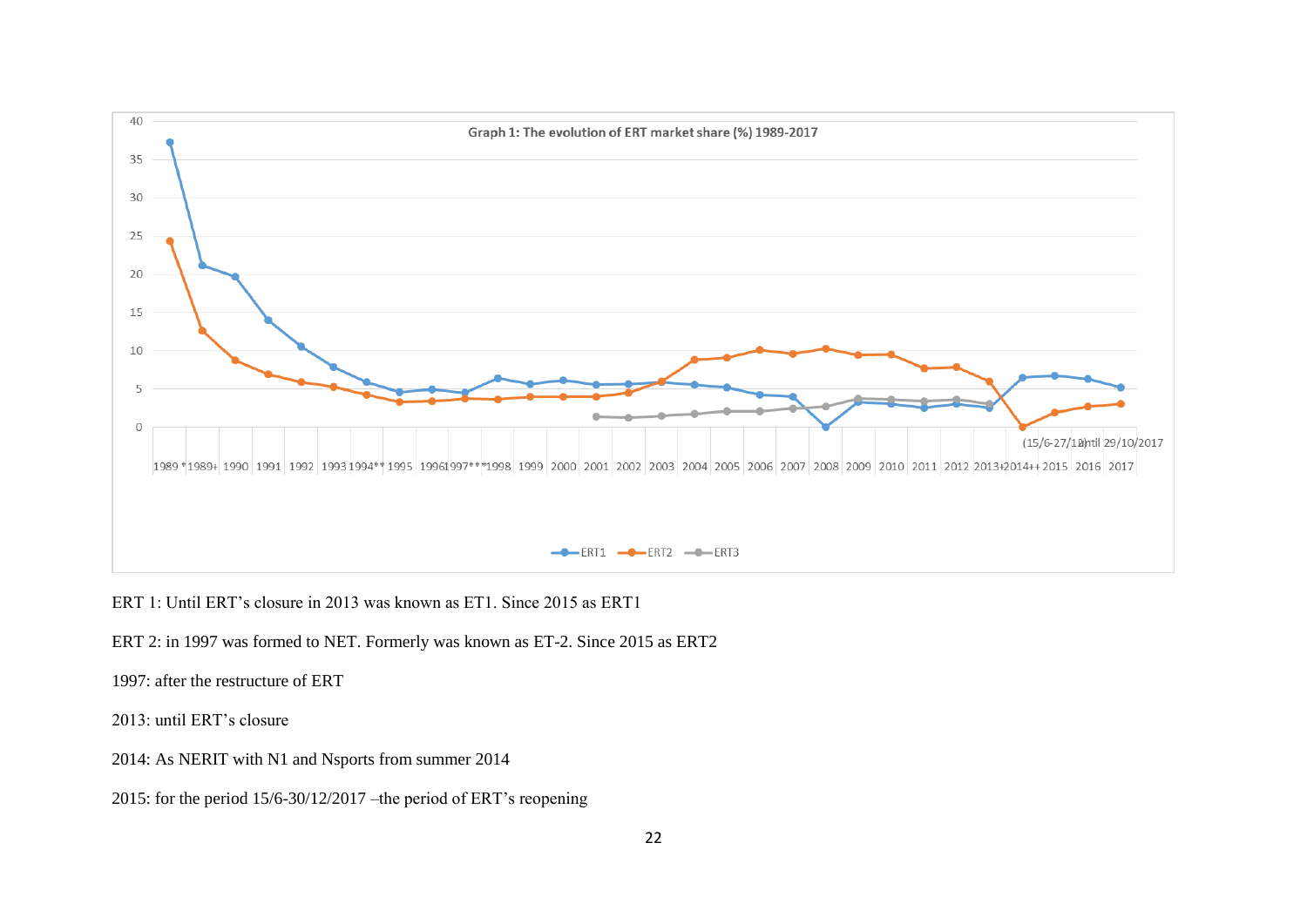Graph 1: The evolution of ERT market share (%) 1989-2017

ERT 1: Until ERT's closure in 2013 was known as ET1. Since 2015 as ERT1

ERT 2: in 1997 was formed to NET. Formerly was known as ET-2. Since 2015 as ERT2

1997: after the restructure of ERT

2013: until ERT's closure

2014: As NERIT with N1 and Nsports from summer 2014

2015: for the period 15/6-30/12/2017 –the period of ERT's reopening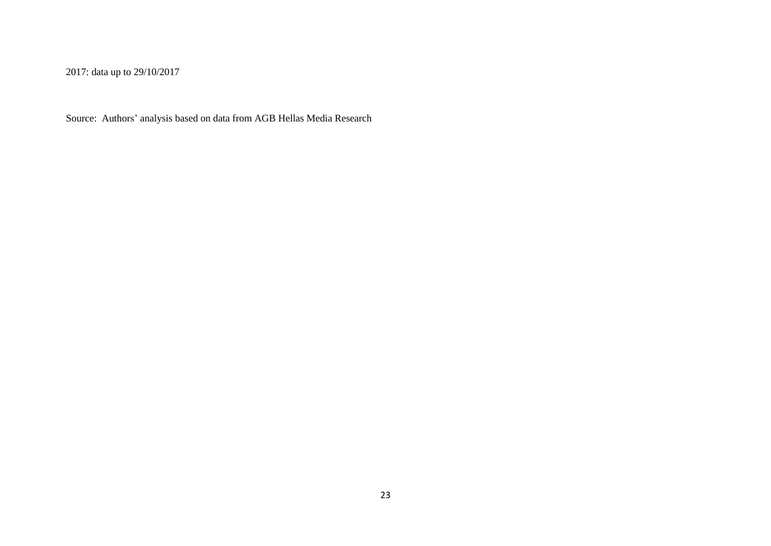2017: data up to 29/10/2017

Source: Authors' analysis based on data from AGB Hellas Media Research